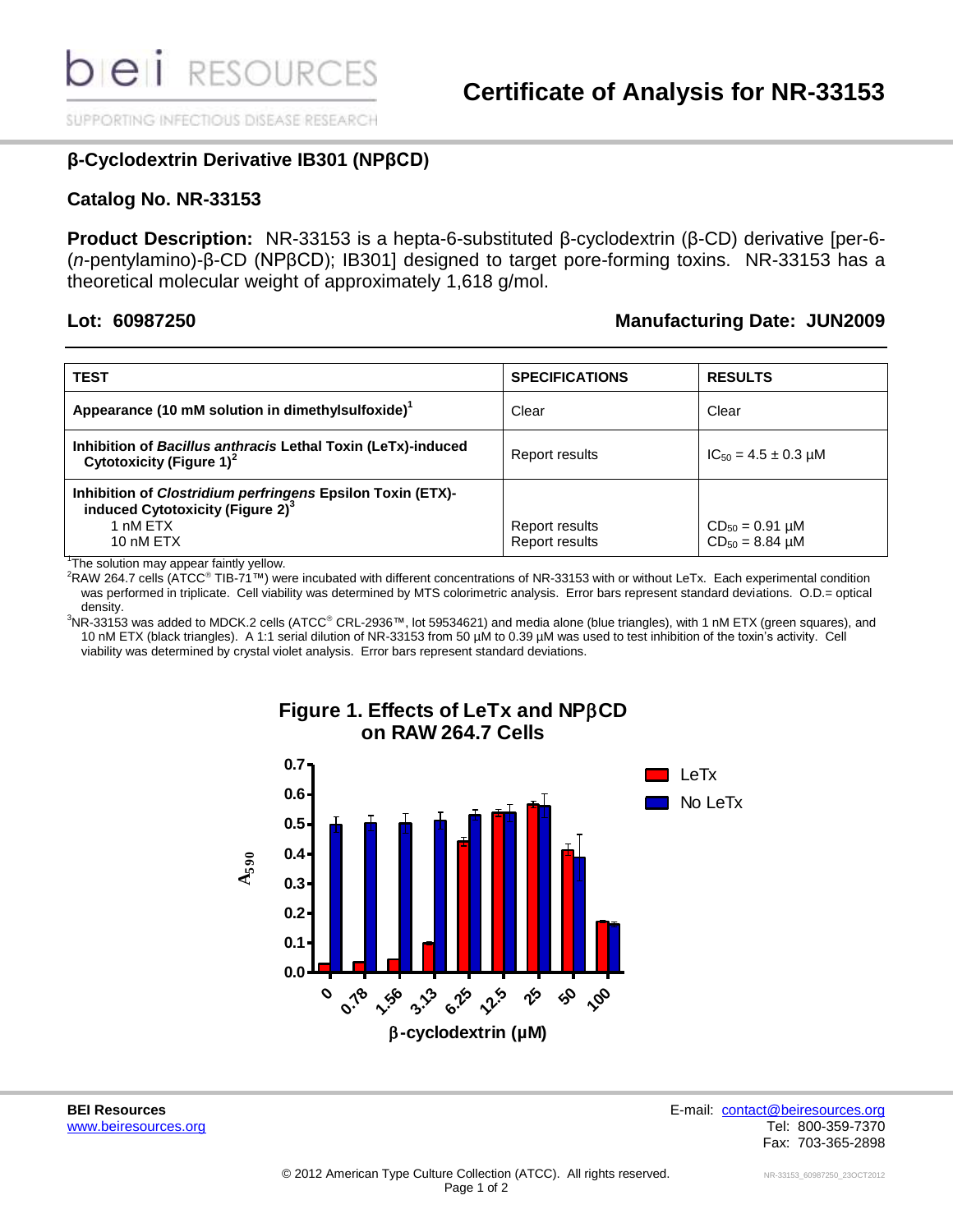# Certificate of Analysis for NR-33153

## β-Cyclodextrin Derivative IB301 (NPβCD)

## Catalog No. NR-33153

**Product Description:** NR-33153 is a hepta-6-substituted β-cyclodextrin (β-CD) derivative [per-6-(*n*-pentylamino)-β-CD (NPβCD); IB301] designed to target pore-forming toxins. NR-33153 has a theoretical molecular weight of approximately 1,618 g/mol.

**Lot: 60987250** | **Manufacturing Date: JUN2009**

| TEST | SPECIFICATIONS | RESULTS |
|---|---|---|
| **Appearance (10 mM solution in dimethylsulfoxide)**[1] | Clear | Clear |
| **Inhibition of *Bacillus anthracis* Lethal Toxin (LeTx)-induced Cytotoxicity (Figure 1)**[2] | Report results | $IC_{50}$ = 4.5 ± 0.3 µM |
| **Inhibition of *Clostridium perfringens* Epsilon Toxin (ETX)-induced Cytotoxicity (Figure 2)**[3] | | |
| 1 nM ETX | Report results | $CD_{50}$ = 0.91 µM |
| 10 nM ETX | Report results | $CD_{50}$ = 8.84 µM |

[1]The solution may appear faintly yellow.

[2]RAW 264.7 cells (ATCC® TIB-71™) were incubated with different concentrations of NR-33153 with or without LeTx. Each experimental condition was performed in triplicate. Cell viability was determined by MTS colorimetric analysis. Error bars represent standard deviations. O.D.= optical density.

[3]NR-33153 was added to MDCK.2 cells (ATCC® CRL-2936™, lot 59534621) and media alone (blue triangles), with 1 nM ETX (green squares), and 10 nM ETX (black triangles). A 1:1 serial dilution of NR-33153 from 50 µM to 0.39 µM was used to test inhibition of the toxin's activity. Cell viability was determined by crystal violet analysis. Error bars represent standard deviations.

**Figure 1. Effects of LeTx and NPβCD on RAW 264.7 Cells**

**BEI Resources**
www.beiresources.org

E-mail: contact@beiresources.org
Tel: 800-359-7370
Fax: 703-365-2898

© 2012 American Type Culture Collection (ATCC). All rights reserved.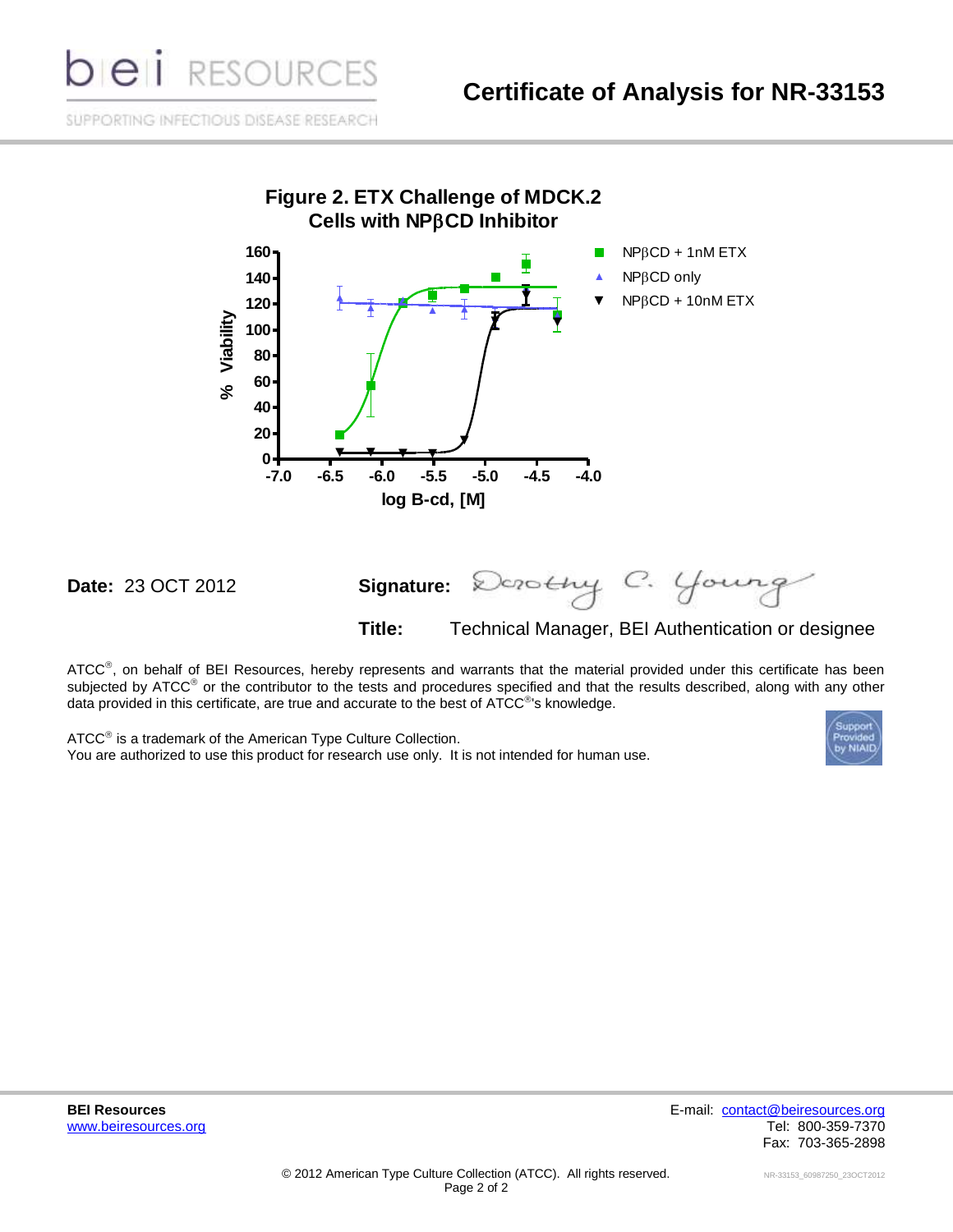# Certificate of Analysis for NR-33153

**Figure 2. ETX Challenge of MDCK.2 Cells with NPβCD Inhibitor**

% Viability

160
140
120
100
80
60
40
20
0

-7.0 -6.5 -6.0 -5.5 -5.0 -4.5 -4.0

log B-cd, [M]

NPβCD + 1nM ETX
NPβCD only
NPβCD + 10nM ETX

**Date:** 23 OCT 2012

**Signature:** Dorothy C. Young

**Title:** Technical Manager, BEI Authentication or designee

ATCC®, on behalf of BEI Resources, hereby represents and warrants that the material provided under this certificate has been subjected by ATCC® or the contributor to the tests and procedures specified and that the results described, along with any other data provided in this certificate, are true and accurate to the best of ATCC®'s knowledge.

ATCC® is a trademark of the American Type Culture Collection.
You are authorized to use this product for research use only. It is not intended for human use.

Support Provided by NIAID

**BEI Resources**
www.beiresources.org

E-mail: contact@beiresources.org
Tel: 800-359-7370
Fax: 703-365-2898

© 2012 American Type Culture Collection (ATCC). All rights reserved.

NR-33153_60987250_23OCT2012